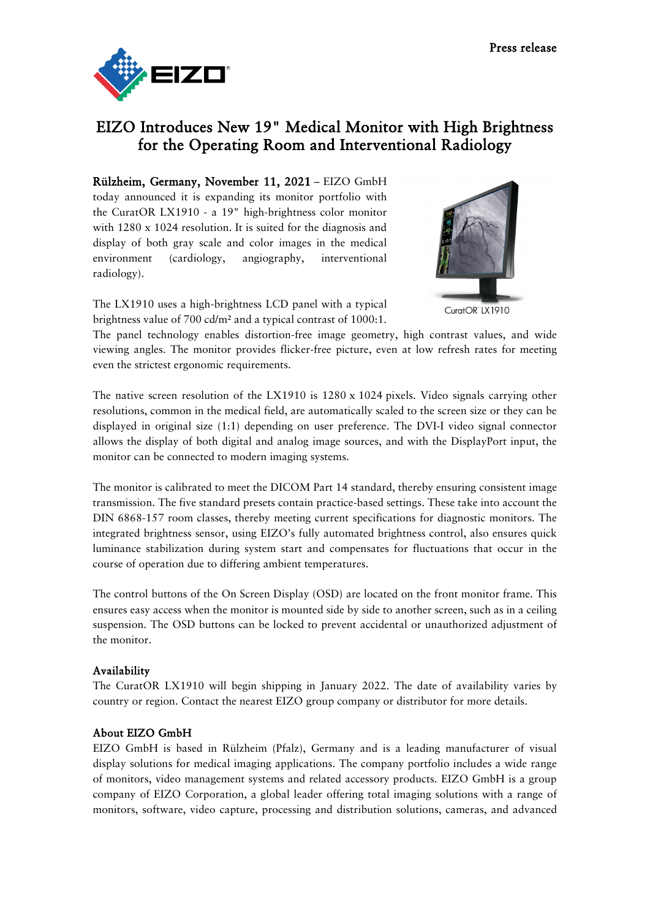Press release

# EIZO Introduces New 19" Medical Monitor with High Brightness for the Operating Room and Interventional Radiology

**Rülzheim, Germany, November 11, 2021** – EIZO GmbH today announced it is expanding its monitor portfolio with the CuratOR LX1910 - a 19" high-brightness color monitor with 1280 x 1024 resolution. It is suited for the diagnosis and display of both gray scale and color images in the medical environment (cardiology, angiography, interventional radiology).

CuratOR LX1910

The LX1910 uses a high-brightness LCD panel with a typical brightness value of 700 cd/m² and a typical contrast of 1000:1. The panel technology enables distortion-free image geometry, high contrast values, and wide viewing angles. The monitor provides flicker-free picture, even at low refresh rates for meeting even the strictest ergonomic requirements.

The native screen resolution of the LX1910 is 1280 x 1024 pixels. Video signals carrying other resolutions, common in the medical field, are automatically scaled to the screen size or they can be displayed in original size (1:1) depending on user preference. The DVI-I video signal connector allows the display of both digital and analog image sources, and with the DisplayPort input, the monitor can be connected to modern imaging systems.

The monitor is calibrated to meet the DICOM Part 14 standard, thereby ensuring consistent image transmission. The five standard presets contain practice-based settings. These take into account the DIN 6868-157 room classes, thereby meeting current specifications for diagnostic monitors. The integrated brightness sensor, using EIZO's fully automated brightness control, also ensures quick luminance stabilization during system start and compensates for fluctuations that occur in the course of operation due to differing ambient temperatures.

The control buttons of the On Screen Display (OSD) are located on the front monitor frame. This ensures easy access when the monitor is mounted side by side to another screen, such as in a ceiling suspension. The OSD buttons can be locked to prevent accidental or unauthorized adjustment of the monitor.

### Availability

The CuratOR LX1910 will begin shipping in January 2022. The date of availability varies by country or region. Contact the nearest EIZO group company or distributor for more details.

### About EIZO GmbH

EIZO GmbH is based in Rülzheim (Pfalz), Germany and is a leading manufacturer of visual display solutions for medical imaging applications. The company portfolio includes a wide range of monitors, video management systems and related accessory products. EIZO GmbH is a group company of EIZO Corporation, a global leader offering total imaging solutions with a range of monitors, software, video capture, processing and distribution solutions, cameras, and advanced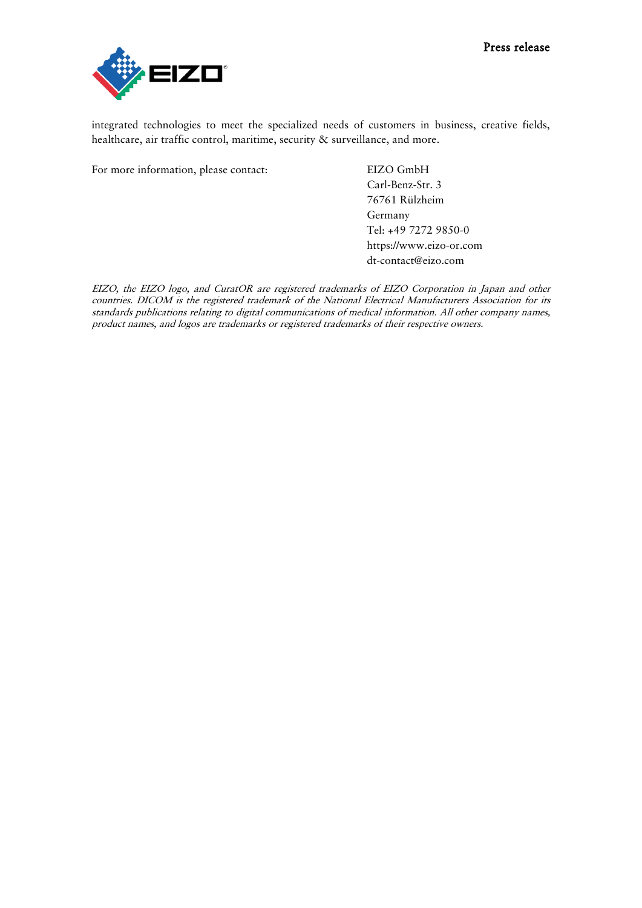integrated technologies to meet the specialized needs of customers in business, creative fields, healthcare, air traffic control, maritime, security & surveillance, and more.

For more information, please contact:

EIZO GmbH
Carl-Benz-Str. 3
76761 Rülzheim
Germany
Tel: +49 7272 9850-0
https://www.eizo-or.com
dt-contact@eizo.com

*EIZO, the EIZO logo, and CuratOR are registered trademarks of EIZO Corporation in Japan and other countries. DICOM is the registered trademark of the National Electrical Manufacturers Association for its standards publications relating to digital communications of medical information. All other company names, product names, and logos are trademarks or registered trademarks of their respective owners.*